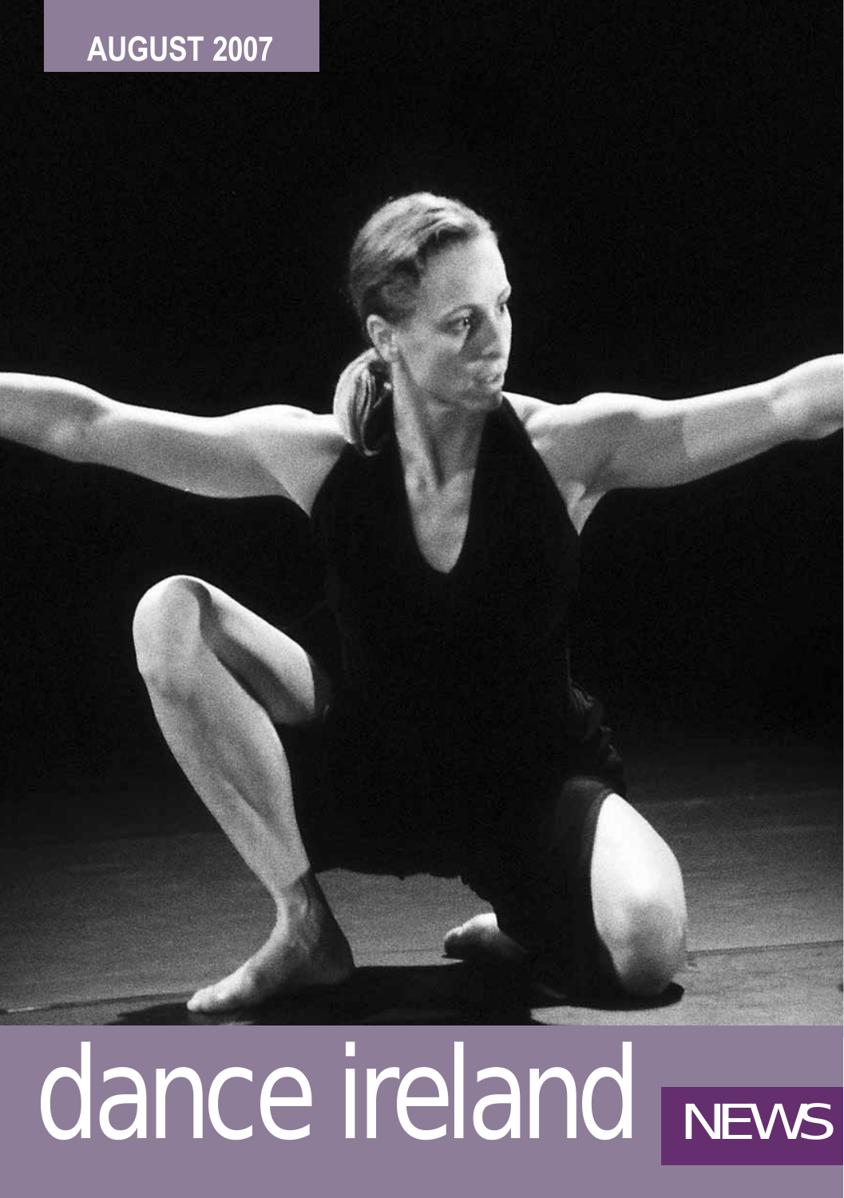**AUGUST 2007**

# dance ireland NEWS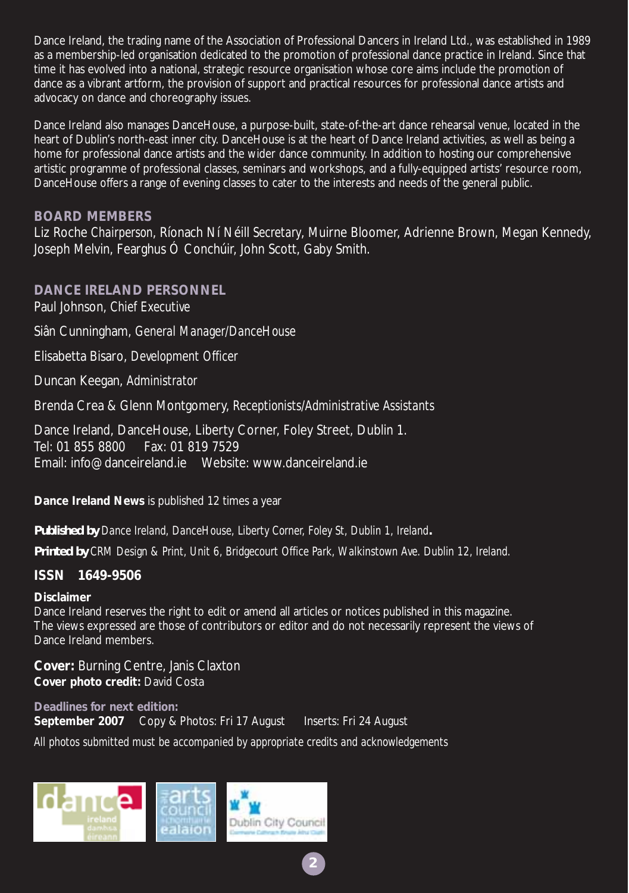Dance Ireland, the trading name of the Association of Professional Dancers in Ireland Ltd., was established in 1989 as a membership-led organisation dedicated to the promotion of professional dance practice in Ireland. Since that time it has evolved into a national, strategic resource organisation whose core aims include the promotion of dance as a vibrant artform, the provision of support and practical resources for professional dance artists and advocacy on dance and choreography issues.

Dance Ireland also manages DanceHouse, a purpose-built, state-of-the-art dance rehearsal venue, located in the heart of Dublin's north-east inner city. DanceHouse is at the heart of Dance Ireland activities, as well as being a home for professional dance artists and the wider dance community. In addition to hosting our comprehensive artistic programme of professional classes, seminars and workshops, and a fully-equipped artists' resource room, DanceHouse offers a range of evening classes to cater to the interests and needs of the general public.

## BOARD MEMBERS

Liz Roche *Chairperson*, Ríonach Ní Néill *Secretary*, Muirne Bloomer, Adrienne Brown, Megan Kennedy, Joseph Melvin, Fearghus Ó Conchúir, John Scott, Gaby Smith.

## DANCE IRELAND PERSONNEL

Paul Johnson, *Chief Executive*

Siân Cunningham, *General Manager/DanceHouse*

Elisabetta Bisaro, *Development Officer*

Duncan Keegan, *Administrator*

Brenda Crea & Glenn Montgomery, *Receptionists/Administrative Assistants*

Dance Ireland, DanceHouse, Liberty Corner, Foley Street, Dublin 1.
Tel: 01 855 8800 Fax: 01 819 7529
Email: info@danceireland.ie Website: www.danceireland.ie

**Dance Ireland News** is published 12 times a year

***Published by*** *Dance Ireland, DanceHouse, Liberty Corner, Foley St, Dublin 1, Ireland*.

***Printed by*** *CRM Design & Print, Unit 6, Bridgecourt Office Park, Walkinstown Ave. Dublin 12, Ireland.*

**ISSN 1649-9506**

**Disclaimer**
Dance Ireland reserves the right to edit or amend all articles or notices published in this magazine. The views expressed are those of contributors or editor and do not necessarily represent the views of Dance Ireland members.

**Cover:** Burning Centre, Janis Claxton
**Cover photo credit:** David Costa

**Deadlines for next edition:**
**September 2007** Copy & Photos: Fri 17 August Inserts: Fri 24 August

*All photos submitted must be accompanied by appropriate credits and acknowledgements*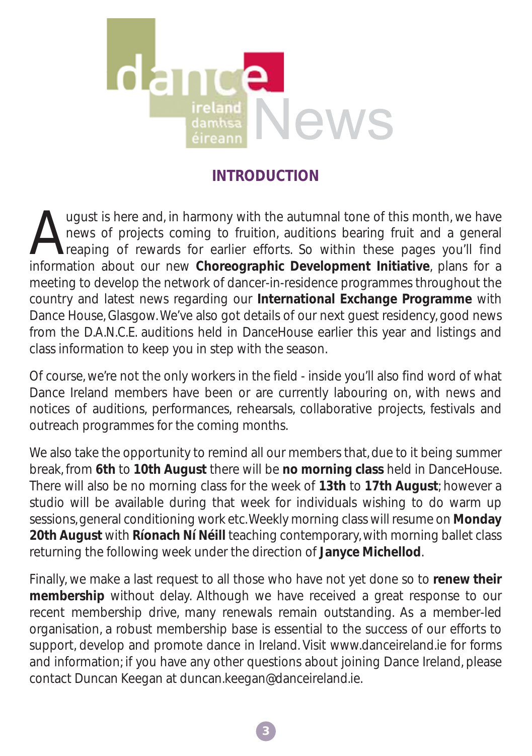# dance ireland damhsa éireann News

## INTRODUCTION

August is here and, in harmony with the autumnal tone of this month, we have news of projects coming to fruition, auditions bearing fruit and a general reaping of rewards for earlier efforts. So within these pages you'll find information about our new **Choreographic Development Initiative**, plans for a meeting to develop the network of dancer-in-residence programmes throughout the country and latest news regarding our **International Exchange Programme** with Dance House, Glasgow. We've also got details of our next guest residency, good news from the D.A.N.C.E. auditions held in DanceHouse earlier this year and listings and class information to keep you in step with the season.

Of course, we're not the only workers in the field - inside you'll also find word of what Dance Ireland members have been or are currently labouring on, with news and notices of auditions, performances, rehearsals, collaborative projects, festivals and outreach programmes for the coming months.

We also take the opportunity to remind all our members that, due to it being summer break, from **6th** to **10th August** there will be **no morning class** held in DanceHouse. There will also be no morning class for the week of **13th** to **17th August**; however a studio will be available during that week for individuals wishing to do warm up sessions, general conditioning work etc. Weekly morning class will resume on **Monday 20th August** with **Ríonach Ní Néill** teaching contemporary, with morning ballet class returning the following week under the direction of **Janyce Michellod**.

Finally, we make a last request to all those who have not yet done so to **renew their membership** without delay. Although we have received a great response to our recent membership drive, many renewals remain outstanding. As a member-led organisation, a robust membership base is essential to the success of our efforts to support, develop and promote dance in Ireland. Visit www.danceireland.ie for forms and information; if you have any other questions about joining Dance Ireland, please contact Duncan Keegan at duncan.keegan@danceireland.ie.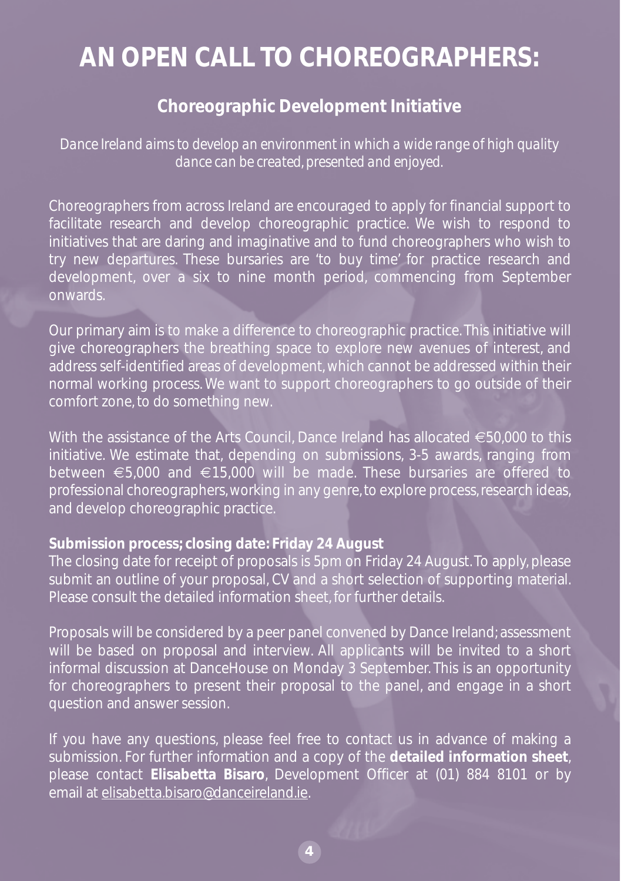# AN OPEN CALL TO CHOREOGRAPHERS:

## Choreographic Development Initiative

*Dance Ireland aims to develop an environment in which a wide range of high quality dance can be created, presented and enjoyed.*

Choreographers from across Ireland are encouraged to apply for financial support to facilitate research and develop choreographic practice. We wish to respond to initiatives that are daring and imaginative and to fund choreographers who wish to try new departures. These bursaries are 'to buy time' for practice research and development, over a six to nine month period, commencing from September onwards.

Our primary aim is to make a difference to choreographic practice. This initiative will give choreographers the breathing space to explore new avenues of interest, and address self-identified areas of development, which cannot be addressed within their normal working process. We want to support choreographers to go outside of their comfort zone, to do something new.

With the assistance of the Arts Council, Dance Ireland has allocated €50,000 to this initiative. We estimate that, depending on submissions, 3-5 awards, ranging from between €5,000 and €15,000 will be made. These bursaries are offered to professional choreographers, working in any genre, to explore process, research ideas, and develop choreographic practice.

**Submission process; closing date: Friday 24 August**
The closing date for receipt of proposals is 5pm on Friday 24 August. To apply, please submit an outline of your proposal, CV and a short selection of supporting material. Please consult the detailed information sheet, for further details.

Proposals will be considered by a peer panel convened by Dance Ireland; assessment will be based on proposal and interview. All applicants will be invited to a short informal discussion at DanceHouse on Monday 3 September. This is an opportunity for choreographers to present their proposal to the panel, and engage in a short question and answer session.

If you have any questions, please feel free to contact us in advance of making a submission. For further information and a copy of the **detailed information sheet**, please contact **Elisabetta Bisaro**, Development Officer at (01) 884 8101 or by email at elisabetta.bisaro@danceireland.ie.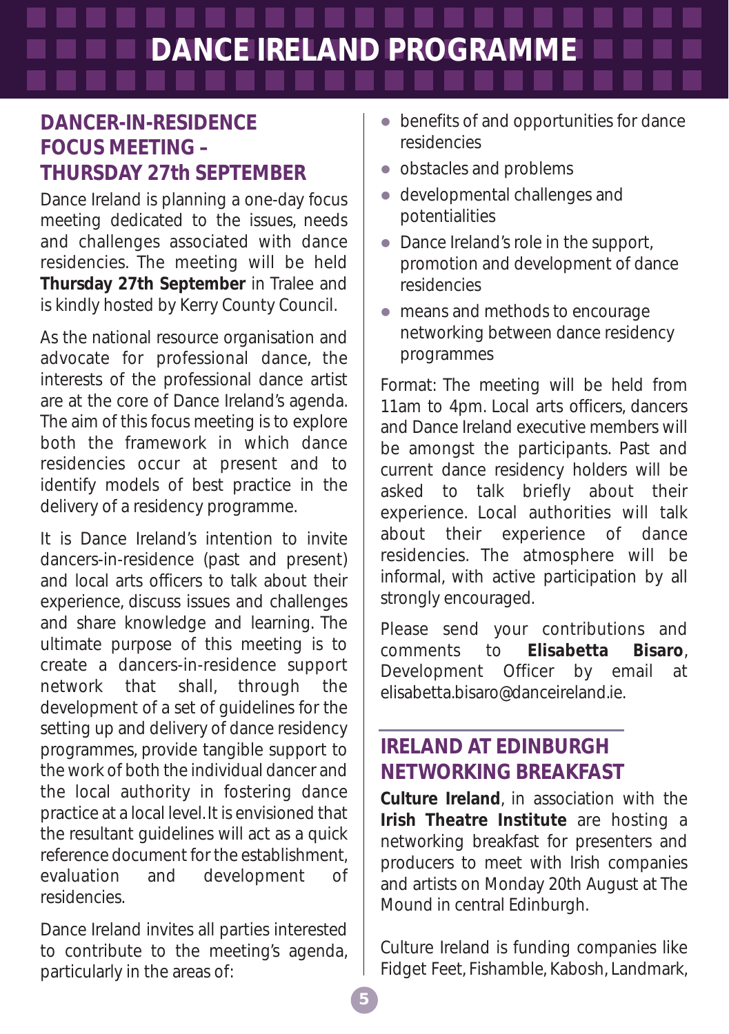# DANCE IRELAND PROGRAMME

## DANCER-IN-RESIDENCE FOCUS MEETING – THURSDAY 27th SEPTEMBER

Dance Ireland is planning a one-day focus meeting dedicated to the issues, needs and challenges associated with dance residencies. The meeting will be held **Thursday 27th September** in Tralee and is kindly hosted by Kerry County Council.

As the national resource organisation and advocate for professional dance, the interests of the professional dance artist are at the core of Dance Ireland's agenda. The aim of this focus meeting is to explore both the framework in which dance residencies occur at present and to identify models of best practice in the delivery of a residency programme.

It is Dance Ireland's intention to invite dancers-in-residence (past and present) and local arts officers to talk about their experience, discuss issues and challenges and share knowledge and learning. The ultimate purpose of this meeting is to create a dancers-in-residence support network that shall, through the development of a set of guidelines for the setting up and delivery of dance residency programmes, provide tangible support to the work of both the individual dancer and the local authority in fostering dance practice at a local level. It is envisioned that the resultant guidelines will act as a quick reference document for the establishment, evaluation and development of residencies.

Dance Ireland invites all parties interested to contribute to the meeting's agenda, particularly in the areas of:

- benefits of and opportunities for dance residencies
- obstacles and problems
- developmental challenges and potentialities
- Dance Ireland's role in the support, promotion and development of dance residencies
- means and methods to encourage networking between dance residency programmes

Format: The meeting will be held from 11am to 4pm. Local arts officers, dancers and Dance Ireland executive members will be amongst the participants. Past and current dance residency holders will be asked to talk briefly about their experience. Local authorities will talk about their experience of dance residencies. The atmosphere will be informal, with active participation by all strongly encouraged.

Please send your contributions and comments to **Elisabetta Bisaro**, Development Officer by email at elisabetta.bisaro@danceireland.ie.

## IRELAND AT EDINBURGH NETWORKING BREAKFAST

**Culture Ireland**, in association with the **Irish Theatre Institute** are hosting a networking breakfast for presenters and producers to meet with Irish companies and artists on Monday 20th August at The Mound in central Edinburgh.

Culture Ireland is funding companies like Fidget Feet, Fishamble, Kabosh, Landmark,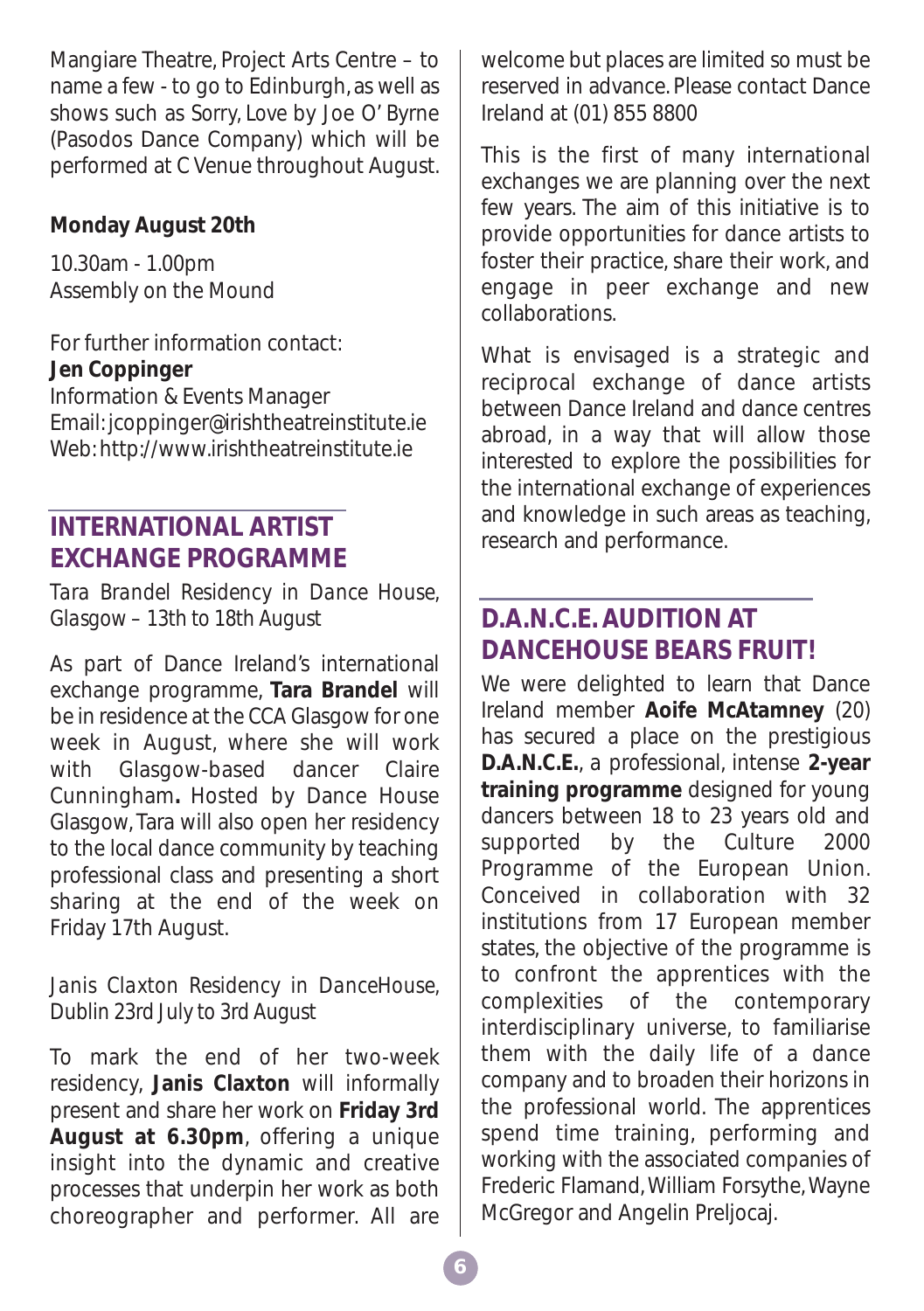Mangiare Theatre, Project Arts Centre – to name a few - to go to Edinburgh, as well as shows such as Sorry, Love by Joe O' Byrne (Pasodos Dance Company) which will be performed at C Venue throughout August.

**Monday August 20th**

10.30am - 1.00pm
Assembly on the Mound

For further information contact:
**Jen Coppinger**
Information & Events Manager
Email: jcoppinger@irishtheatreinstitute.ie
Web: http://www.irishtheatreinstitute.ie

## INTERNATIONAL ARTIST EXCHANGE PROGRAMME

*Tara Brandel Residency in Dance House, Glasgow – 13th to 18th August*

As part of Dance Ireland's international exchange programme, **Tara Brandel** will be in residence at the CCA Glasgow for one week in August, where she will work with Glasgow-based dancer Claire Cunningham**.** Hosted by Dance House Glasgow, Tara will also open her residency to the local dance community by teaching professional class and presenting a short sharing at the end of the week on Friday 17th August.

*Janis Claxton Residency in DanceHouse, Dublin 23rd July to 3rd August*

To mark the end of her two-week residency, **Janis Claxton** will informally present and share her work on **Friday 3rd August at 6.30pm**, offering a unique insight into the dynamic and creative processes that underpin her work as both choreographer and performer. All are welcome but places are limited so must be reserved in advance. Please contact Dance Ireland at (01) 855 8800

This is the first of many international exchanges we are planning over the next few years. The aim of this initiative is to provide opportunities for dance artists to foster their practice, share their work, and engage in peer exchange and new collaborations.

What is envisaged is a strategic and reciprocal exchange of dance artists between Dance Ireland and dance centres abroad, in a way that will allow those interested to explore the possibilities for the international exchange of experiences and knowledge in such areas as teaching, research and performance.

## D.A.N.C.E. AUDITION AT DANCEHOUSE BEARS FRUIT!

We were delighted to learn that Dance Ireland member **Aoife McAtamney** (20) has secured a place on the prestigious **D.A.N.C.E.**, a professional, intense **2-year training programme** designed for young dancers between 18 to 23 years old and supported by the Culture 2000 Programme of the European Union. Conceived in collaboration with 32 institutions from 17 European member states, the objective of the programme is to confront the apprentices with the complexities of the contemporary interdisciplinary universe, to familiarise them with the daily life of a dance company and to broaden their horizons in the professional world. The apprentices spend time training, performing and working with the associated companies of Frederic Flamand, William Forsythe, Wayne McGregor and Angelin Preljocaj.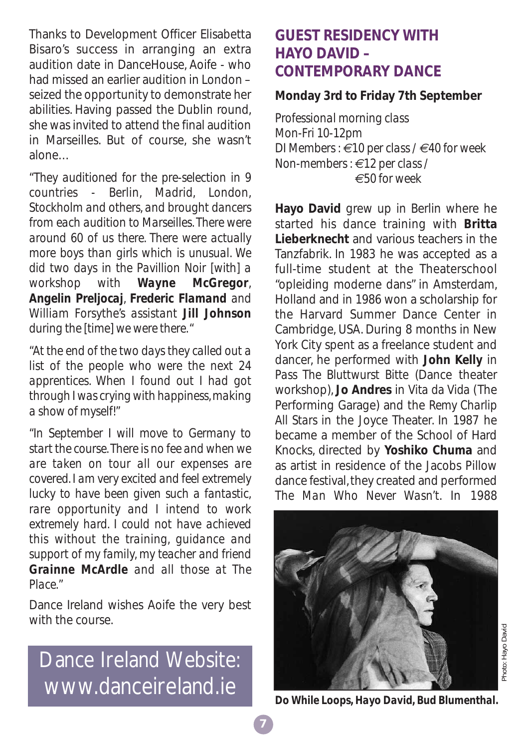Thanks to Development Officer Elisabetta Bisaro's success in arranging an extra audition date in DanceHouse, Aoife - who had missed an earlier audition in London – seized the opportunity to demonstrate her abilities. Having passed the Dublin round, she was invited to attend the final audition in Marseilles. But of course, she wasn't alone…

*"They auditioned for the pre-selection in 9 countries - Berlin, Madrid, London, Stockholm and others, and brought dancers from each audition to Marseilles. There were around 60 of us there. There were actually more boys than girls which is unusual. We did two days in the Pavillion Noir [with] a workshop with* ***Wayne McGregor****,* ***Angelin Preljocaj****,* ***Frederic Flamand*** *and William Forsythe's assistant* ***Jill Johnson*** *during the [time] we were there."*

*"At the end of the two days they called out a list of the people who were the next 24 apprentices. When I found out I had got through I was crying with happiness, making a show of myself!"*

*"In September I will move to Germany to start the course. There is no fee and when we are taken on tour all our expenses are covered. I am very excited and feel extremely lucky to have been given such a fantastic, rare opportunity and I intend to work extremely hard. I could not have achieved this without the training, guidance and support of my family, my teacher and friend* ***Grainne McArdle*** *and all those at The Place."*

Dance Ireland wishes Aoife the very best with the course.

Dance Ireland Website:
www.danceireland.ie

## GUEST RESIDENCY WITH HAYO DAVID – CONTEMPORARY DANCE

**Monday 3rd to Friday 7th September**

*Professional morning class*
*Mon-Fri 10-12pm*
*DI Members : €10 per class / €40 for week*
*Non-members : €12 per class / €50 for week*

**Hayo David** grew up in Berlin where he started his dance training with **Britta Lieberknecht** and various teachers in the Tanzfabrik. In 1983 he was accepted as a full-time student at the Theaterschool "opleiding moderne dans" in Amsterdam, Holland and in 1986 won a scholarship for the Harvard Summer Dance Center in Cambridge, USA. During 8 months in New York City spent as a freelance student and dancer, he performed with **John Kelly** in Pass The Bluttwurst Bitte (Dance theater workshop), **Jo Andres** in Vita da Vida (The Performing Garage) and the Remy Charlip All Stars in the Joyce Theater. In 1987 he became a member of the School of Hard Knocks, directed by **Yoshiko Chuma** and as artist in residence of the Jacobs Pillow dance festival, they created and performed The Man Who Never Wasn't. In 1988

Photo: Hayo David

**Do While Loops, Hayo David, Bud Blumenthal.**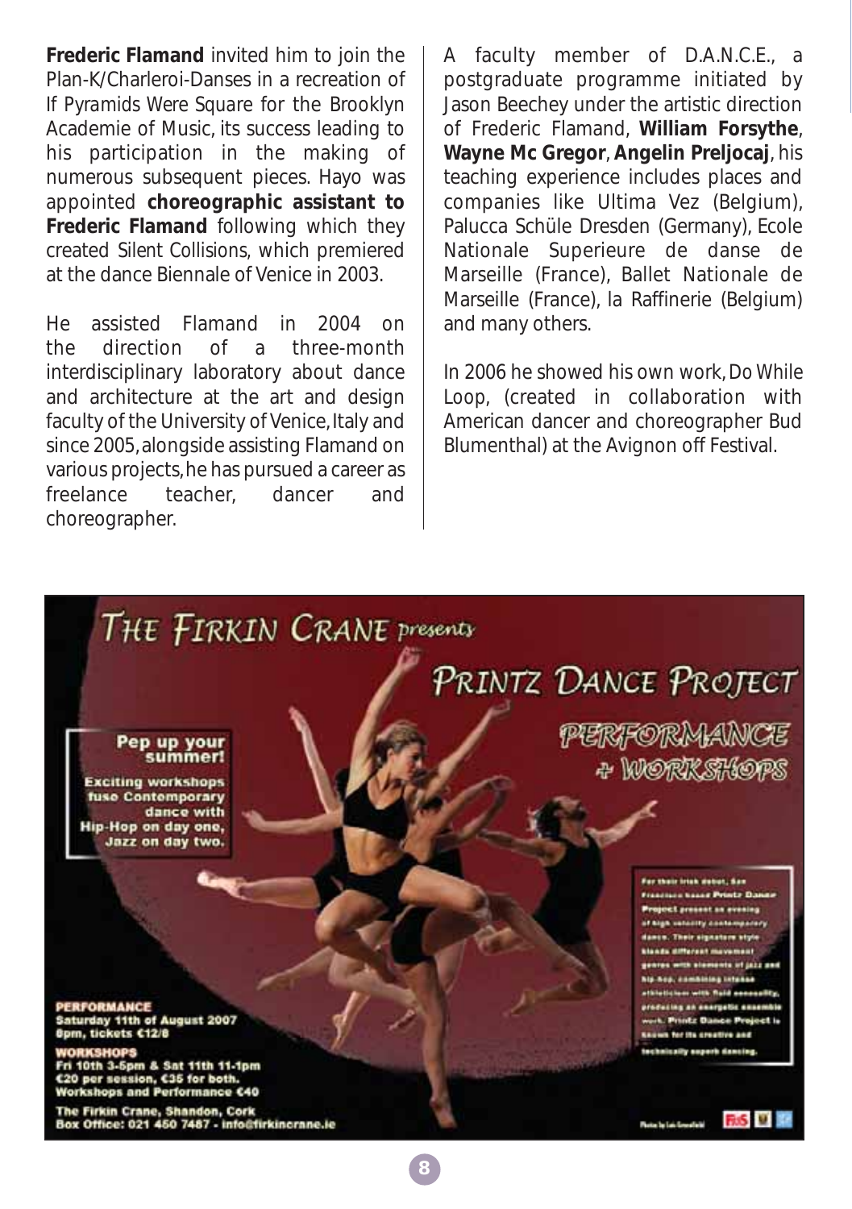**Frederic Flamand** invited him to join the Plan-K/Charleroi-Danses in a recreation of *If Pyramids Were Square* for the Brooklyn Academie of Music, its success leading to his participation in the making of numerous subsequent pieces. Hayo was appointed **choreographic assistant to Frederic Flamand** following which they created *Silent Collisions*, which premiered at the dance Biennale of Venice in 2003.

He assisted Flamand in 2004 on the direction of a three-month interdisciplinary laboratory about dance and architecture at the art and design faculty of the University of Venice, Italy and since 2005, alongside assisting Flamand on various projects, he has pursued a career as freelance teacher, dancer and choreographer.

A faculty member of D.A.N.C.E., a postgraduate programme initiated by Jason Beechey under the artistic direction of Frederic Flamand, **William Forsythe**, **Wayne Mc Gregor**, **Angelin Preljocaj**, his teaching experience includes places and companies like Ultima Vez (Belgium), Palucca Schüle Dresden (Germany), Ecole Nationale Superieure de danse de Marseille (France), Ballet Nationale de Marseille (France), la Raffinerie (Belgium) and many others.

In 2006 he showed his own work, Do While Loop, (created in collaboration with American dancer and choreographer Bud Blumenthal) at the Avignon off Festival.

THE FIRKIN CRANE presents

PRINTZ DANCE PROJECT

PERFORMANCE + WORKSHOPS

**Pep up your summer!**

Exciting workshops fuse Contemporary dance with Hip-Hop on day one, Jazz on day two.

For their Irish debut, San Francisco based Printz Dance Project present an evening of high velocity contemporary dance. Their signature style blends different movement genres with elements of jazz and hip-hop, combining intense athleticism with fluid sensuality, producing an energetic ensemble work. Printz Dance Project is known for its creative and technically superb dancing.

**PERFORMANCE**
Saturday 11th of August 2007
8pm, tickets €12/8

**WORKSHOPS**
Fri 10th 3-5pm & Sat 11th 11-1pm
€20 per session, €35 for both.
Workshops and Performance €40

The Firkin Crane, Shandon, Cork
Box Office: 021 450 7487 - info@firkincrane.ie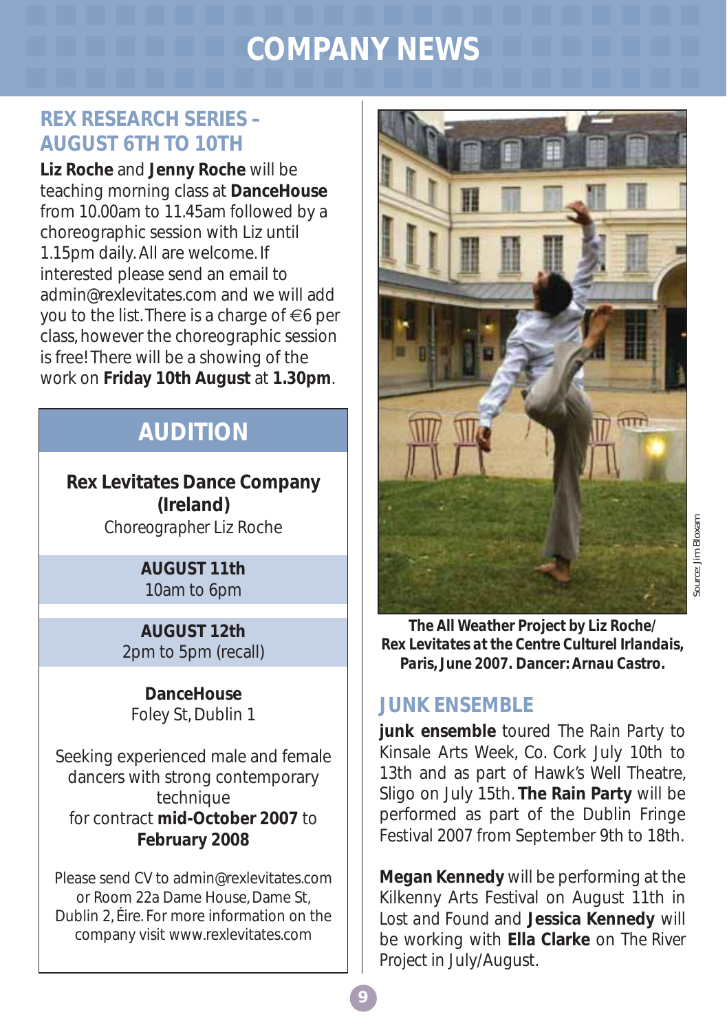# COMPANY NEWS

## REX RESEARCH SERIES – AUGUST 6TH TO 10TH

**Liz Roche** and **Jenny Roche** will be teaching morning class at **DanceHouse** from 10.00am to 11.45am followed by a choreographic session with Liz until 1.15pm daily. All are welcome. If interested please send an email to admin@rexlevitates.com and we will add you to the list. There is a charge of €6 per class, however the choreographic session is free! There will be a showing of the work on **Friday 10th August** at **1.30pm**.

## AUDITION

**Rex Levitates Dance Company (Ireland)**
Choreographer Liz Roche

**AUGUST 11th**
10am to 6pm

**AUGUST 12th**
2pm to 5pm (recall)

**DanceHouse**
Foley St, Dublin 1

Seeking experienced male and female dancers with strong contemporary technique for contract **mid-October 2007** to **February 2008**

Please send CV to admin@rexlevitates.com or Room 22a Dame House, Dame St, Dublin 2, Éire. For more information on the company visit www.rexlevitates.com

Source: Jim Bloxam

**The All Weather Project by Liz Roche/ Rex Levitates at the Centre Culturel Irlandais, Paris, June 2007. Dancer: Arnau Castro.**

## JUNK ENSEMBLE

**junk ensemble** toured The Rain Party to Kinsale Arts Week, Co. Cork July 10th to 13th and as part of Hawk's Well Theatre, Sligo on July 15th. **The Rain Party** will be performed as part of the Dublin Fringe Festival 2007 from September 9th to 18th.

**Megan Kennedy** will be performing at the Kilkenny Arts Festival on August 11th in Lost and Found and **Jessica Kennedy** will be working with **Ella Clarke** on The River Project in July/August.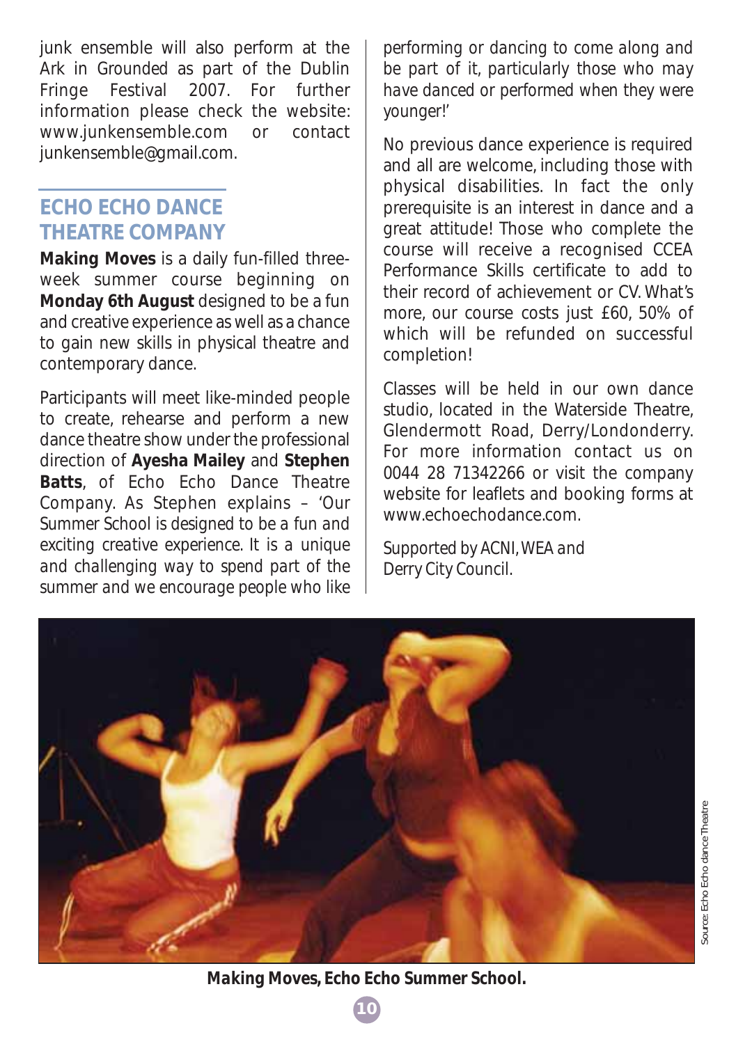junk ensemble will also perform at the Ark in Grounded as part of the Dublin Fringe Festival 2007. For further information please check the website: www.junkensemble.com or contact junkensemble@gmail.com.

## ECHO ECHO DANCE THEATRE COMPANY

**Making Moves** is a daily fun-filled three-week summer course beginning on **Monday 6th August** designed to be a fun and creative experience as well as a chance to gain new skills in physical theatre and contemporary dance.

Participants will meet like-minded people to create, rehearse and perform a new dance theatre show under the professional direction of **Ayesha Mailey** and **Stephen Batts**, of Echo Echo Dance Theatre Company. As Stephen explains – '*Our Summer School is designed to be a fun and exciting creative experience. It is a unique and challenging way to spend part of the summer and we encourage people who like performing or dancing to come along and be part of it, particularly those who may have danced or performed when they were younger!*'

No previous dance experience is required and all are welcome, including those with physical disabilities. In fact the only prerequisite is an interest in dance and a great attitude! Those who complete the course will receive a recognised CCEA Performance Skills certificate to add to their record of achievement or CV. What's more, our course costs just £60, 50% of which will be refunded on successful completion!

Classes will be held in our own dance studio, located in the Waterside Theatre, Glendermott Road, Derry/Londonderry. For more information contact us on 0044 28 71342266 or visit the company website for leaflets and booking forms at www.echoechodance.com.

*Supported by ACNI, WEA and Derry City Council.*

Source: Echo Echo dance Theatre

**Making Moves, Echo Echo Summer School.**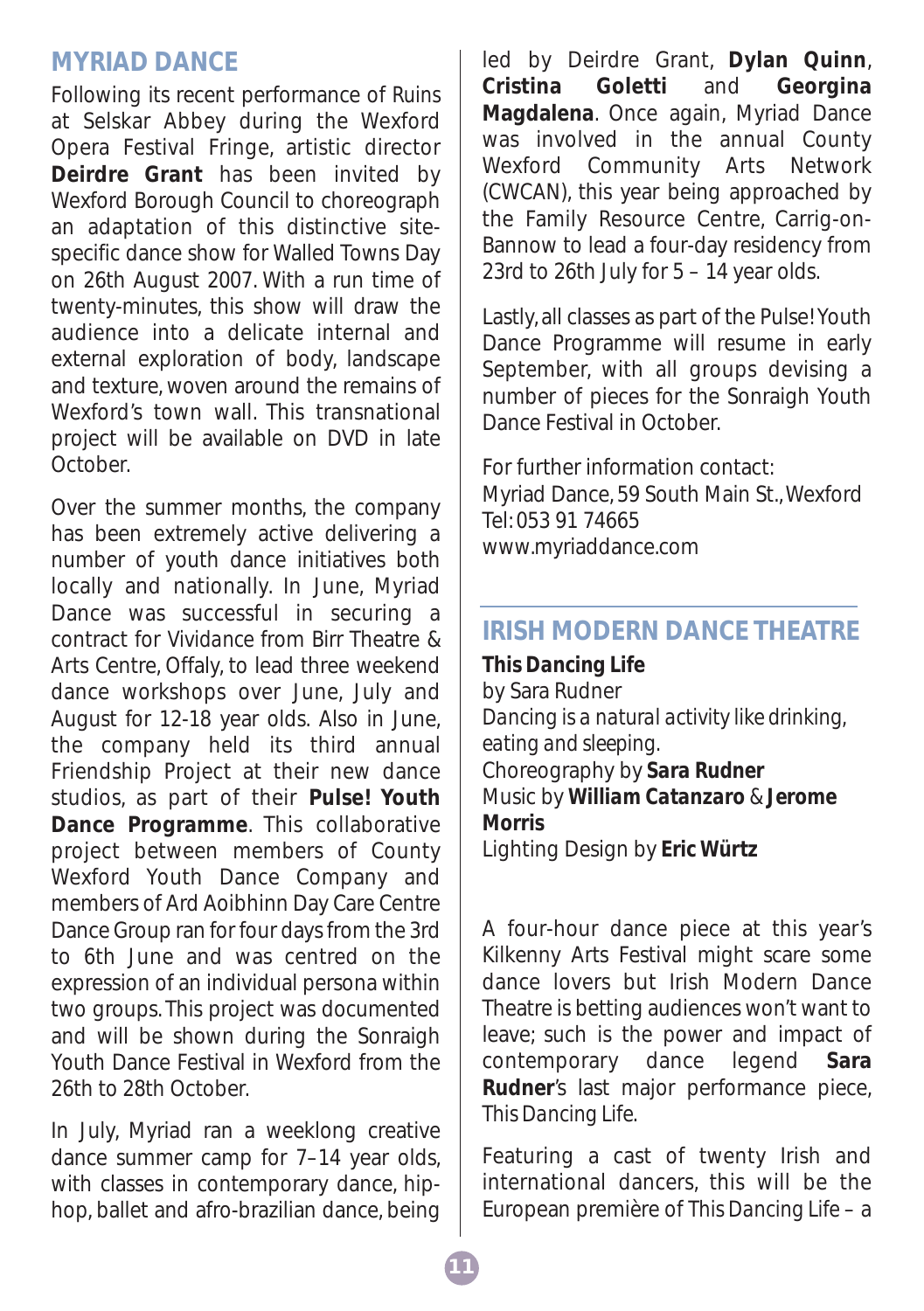## MYRIAD DANCE

Following its recent performance of Ruins at Selskar Abbey during the Wexford Opera Festival Fringe, artistic director **Deirdre Grant** has been invited by Wexford Borough Council to choreograph an adaptation of this distinctive site-specific dance show for Walled Towns Day on 26th August 2007. With a run time of twenty-minutes, this show will draw the audience into a delicate internal and external exploration of body, landscape and texture, woven around the remains of Wexford's town wall. This transnational project will be available on DVD in late October.

Over the summer months, the company has been extremely active delivering a number of youth dance initiatives both locally and nationally. In June, Myriad Dance was successful in securing a contract for Vividance from Birr Theatre & Arts Centre, Offaly, to lead three weekend dance workshops over June, July and August for 12-18 year olds. Also in June, the company held its third annual Friendship Project at their new dance studios, as part of their **Pulse! Youth Dance Programme**. This collaborative project between members of County Wexford Youth Dance Company and members of Ard Aoibhinn Day Care Centre Dance Group ran for four days from the 3rd to 6th June and was centred on the expression of an individual persona within two groups. This project was documented and will be shown during the Sonraigh Youth Dance Festival in Wexford from the 26th to 28th October.

In July, Myriad ran a weeklong creative dance summer camp for 7–14 year olds, with classes in contemporary dance, hip-hop, ballet and afro-brazilian dance, being led by Deirdre Grant, **Dylan Quinn**, **Cristina Goletti** and **Georgina Magdalena**. Once again, Myriad Dance was involved in the annual County Wexford Community Arts Network (CWCAN), this year being approached by the Family Resource Centre, Carrig-on-Bannow to lead a four-day residency from 23rd to 26th July for 5 – 14 year olds.

Lastly, all classes as part of the Pulse! Youth Dance Programme will resume in early September, with all groups devising a number of pieces for the Sonraigh Youth Dance Festival in October.

For further information contact:
Myriad Dance, 59 South Main St., Wexford
Tel: 053 91 74665
www.myriaddance.com

## IRISH MODERN DANCE THEATRE

**This Dancing Life**
by Sara Rudner
*Dancing is a natural activity like drinking, eating and sleeping.*
Choreography by **Sara Rudner**
Music by **William Catanzaro** & **Jerome Morris**
Lighting Design by **Eric Würtz**

A four-hour dance piece at this year's Kilkenny Arts Festival might scare some dance lovers but Irish Modern Dance Theatre is betting audiences won't want to leave; such is the power and impact of contemporary dance legend **Sara Rudner**'s last major performance piece, *This Dancing Life*.

Featuring a cast of twenty Irish and international dancers, this will be the European première of *This Dancing Life* – a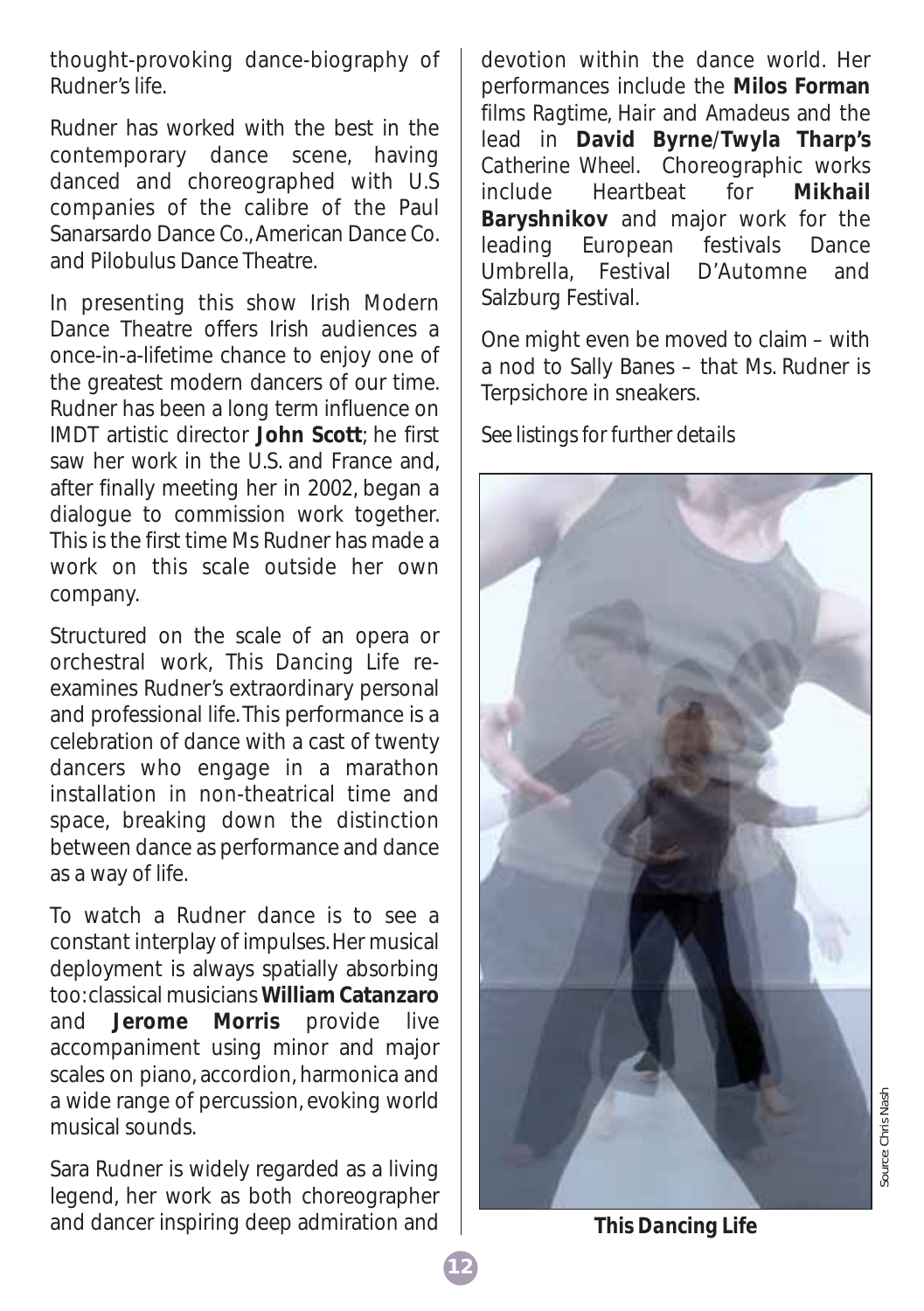thought-provoking dance-biography of Rudner's life.

Rudner has worked with the best in the contemporary dance scene, having danced and choreographed with U.S companies of the calibre of the Paul Sanarsardo Dance Co., American Dance Co. and Pilobulus Dance Theatre.

In presenting this show Irish Modern Dance Theatre offers Irish audiences a once-in-a-lifetime chance to enjoy one of the greatest modern dancers of our time. Rudner has been a long term influence on IMDT artistic director **John Scott**; he first saw her work in the U.S. and France and, after finally meeting her in 2002, began a dialogue to commission work together. This is the first time Ms Rudner has made a work on this scale outside her own company.

Structured on the scale of an opera or orchestral work, *This Dancing Life* re-examines Rudner's extraordinary personal and professional life. This performance is a celebration of dance with a cast of twenty dancers who engage in a marathon installation in non-theatrical time and space, breaking down the distinction between dance as performance and dance as a way of life.

To watch a Rudner dance is to see a constant interplay of impulses. Her musical deployment is always spatially absorbing too: classical musicians **William Catanzaro** and **Jerome Morris** provide live accompaniment using minor and major scales on piano, accordion, harmonica and a wide range of percussion, evoking world musical sounds.

Sara Rudner is widely regarded as a living legend, her work as both choreographer and dancer inspiring deep admiration and devotion within the dance world. Her performances include the **Milos Forman** films *Ragtime*, *Hair* and *Amadeus* and the lead in **David Byrne/Twyla Tharp's** *Catherine Wheel*. Choreographic works include *Heartbeat* for **Mikhail Baryshnikov** and major work for the leading European festivals Dance Umbrella, Festival D'Automne and Salzburg Festival.

One might even be moved to claim – with a nod to Sally Banes – that Ms. Rudner is Terpsichore in sneakers.

*See listings for further details*

Source: Chris Nash

***This Dancing Life***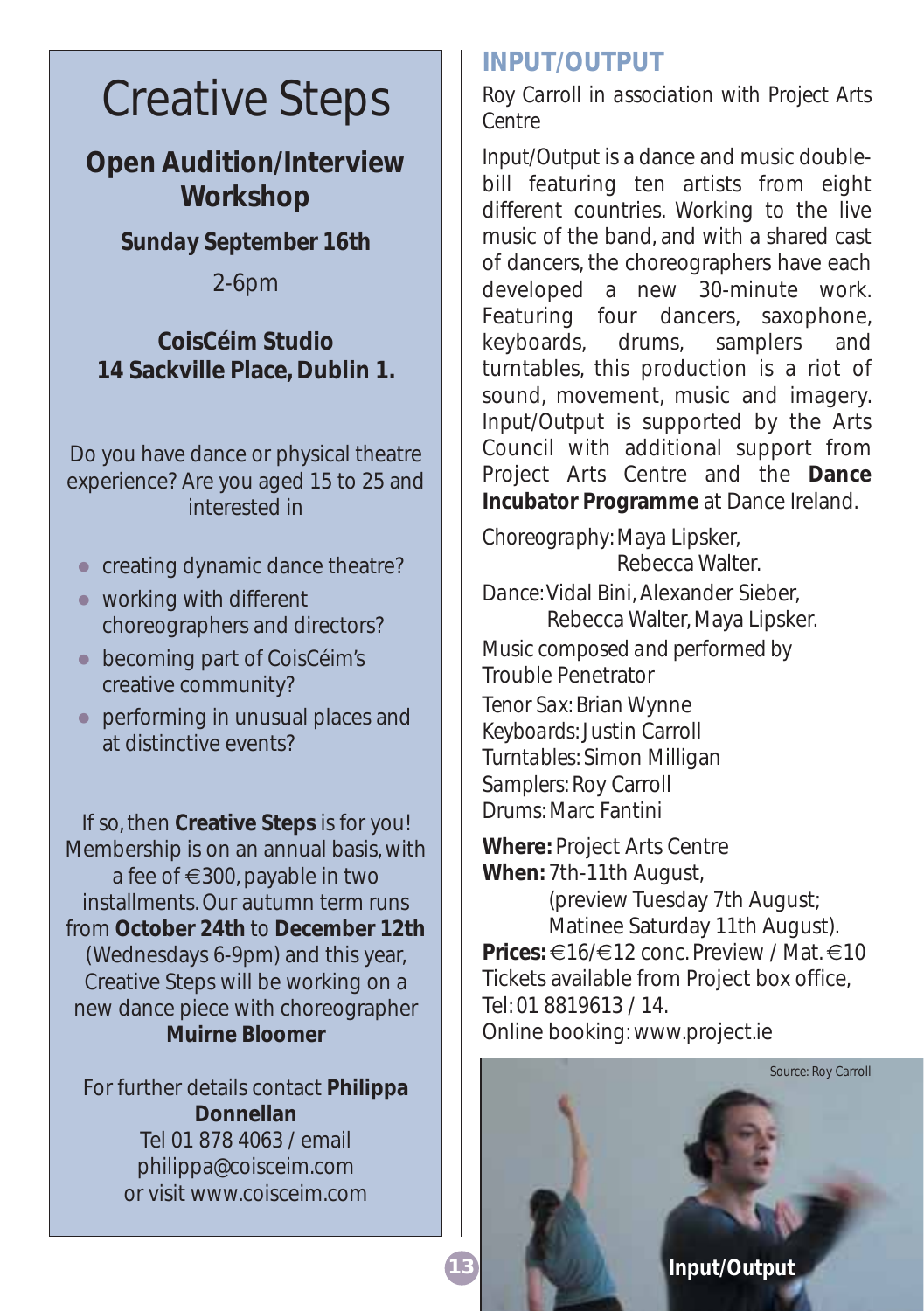# Creative Steps

## Open Audition/Interview Workshop

**Sunday September 16th**

2-6pm

**CoisCéim Studio**
**14 Sackville Place, Dublin 1.**

Do you have dance or physical theatre experience? Are you aged 15 to 25 and interested in

- creating dynamic dance theatre?
- working with different choreographers and directors?
- becoming part of CoisCéim's creative community?
- performing in unusual places and at distinctive events?

If so, then **Creative Steps** is for you! Membership is on an annual basis, with a fee of €300, payable in two installments. Our autumn term runs from **October 24th** to **December 12th** (Wednesdays 6-9pm) and this year, Creative Steps will be working on a new dance piece with choreographer **Muirne Bloomer**

For further details contact **Philippa Donnellan**
Tel 01 878 4063 / email philippa@coisceim.com
or visit www.coisceim.com

## INPUT/OUTPUT

*Roy Carroll in association with Project Arts Centre*

Input/Output is a dance and music double-bill featuring ten artists from eight different countries. Working to the live music of the band, and with a shared cast of dancers, the choreographers have each developed a new 30-minute work. Featuring four dancers, saxophone, keyboards, drums, samplers and turntables, this production is a riot of sound, movement, music and imagery. Input/Output is supported by the Arts Council with additional support from Project Arts Centre and the **Dance Incubator Programme** at Dance Ireland.

*Choreography:* Maya Lipsker, Rebecca Walter.
*Dance:* Vidal Bini, Alexander Sieber, Rebecca Walter, Maya Lipsker.
*Music composed and performed by* Trouble Penetrator
*Tenor Sax:* Brian Wynne
*Keyboards:* Justin Carroll
*Turntables:* Simon Milligan
*Samplers:* Roy Carroll
*Drums:* Marc Fantini

**Where:** Project Arts Centre
**When:** 7th-11th August, (preview Tuesday 7th August; Matinee Saturday 11th August).
**Prices:** €16/€12 conc. Preview / Mat. €10
Tickets available from Project box office, Tel: 01 8819613 / 14.
Online booking: www.project.ie

Source: Roy Carroll

**Input/Output**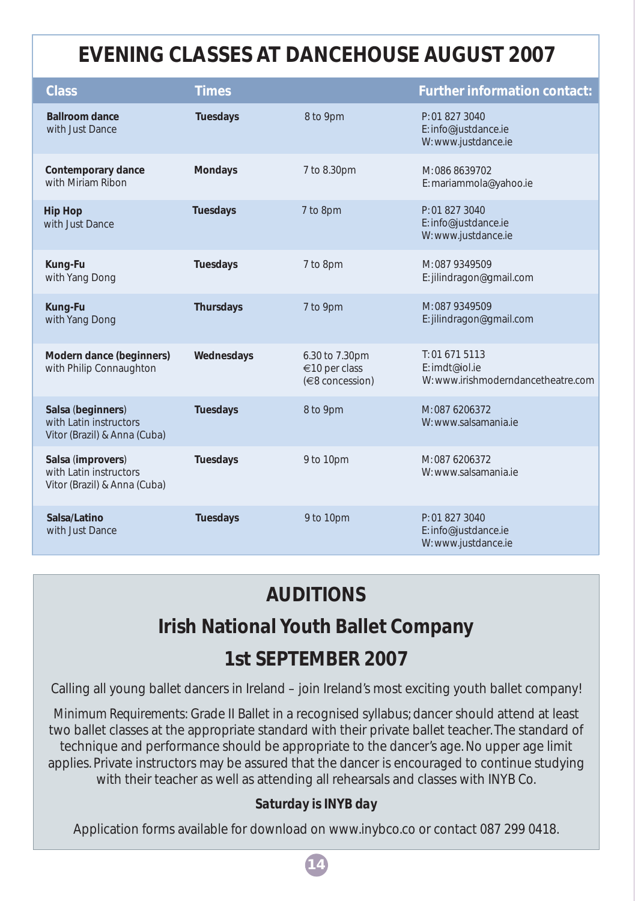# EVENING CLASSES AT DANCEHOUSE AUGUST 2007

| Class | Times | | Further information contact: |
|---|---|---|---|
| **Ballroom dance** with Just Dance | **Tuesdays** | 8 to 9pm | P: 01 827 3040 E: info@justdance.ie W: www.justdance.ie |
| **Contemporary dance** with Miriam Ribon | **Mondays** | 7 to 8.30pm | M: 086 8639702 E: mariammola@yahoo.ie |
| **Hip Hop** with Just Dance | **Tuesdays** | 7 to 8pm | P: 01 827 3040 E: info@justdance.ie W: www.justdance.ie |
| **Kung-Fu** with Yang Dong | **Tuesdays** | 7 to 8pm | M: 087 9349509 E: jilindragon@gmail.com |
| **Kung-Fu** with Yang Dong | **Thursdays** | 7 to 9pm | M: 087 9349509 E: jilindragon@gmail.com |
| **Modern dance (beginners)** with Philip Connaughton | **Wednesdays** | 6.30 to 7.30pm €10 per class (€8 concession) | T: 01 671 5113 E: imdt@iol.ie W: www.irishmoderndancetheatre.com |
| **Salsa** (**beginners**) with Latin instructors Vitor (Brazil) & Anna (Cuba) | **Tuesdays** | 8 to 9pm | M: 087 6206372 W: www.salsamania.ie |
| **Salsa** (**improvers**) with Latin instructors Vitor (Brazil) & Anna (Cuba) | **Tuesdays** | 9 to 10pm | M: 087 6206372 W: www.salsamania.ie |
| **Salsa/Latino** with Just Dance | **Tuesdays** | 9 to 10pm | P: 01 827 3040 E: info@justdance.ie W: www.justdance.ie |

## AUDITIONS

## Irish National Youth Ballet Company

## 1st SEPTEMBER 2007

Calling all young ballet dancers in Ireland – join Ireland's most exciting youth ballet company!

Minimum Requirements: Grade II Ballet in a recognised syllabus; dancer should attend at least two ballet classes at the appropriate standard with their private ballet teacher. The standard of technique and performance should be appropriate to the dancer's age. No upper age limit applies. Private instructors may be assured that the dancer is encouraged to continue studying with their teacher as well as attending all rehearsals and classes with INYB Co.

**Saturday is INYB day**

Application forms available for download on www.inybco.co or contact 087 299 0418.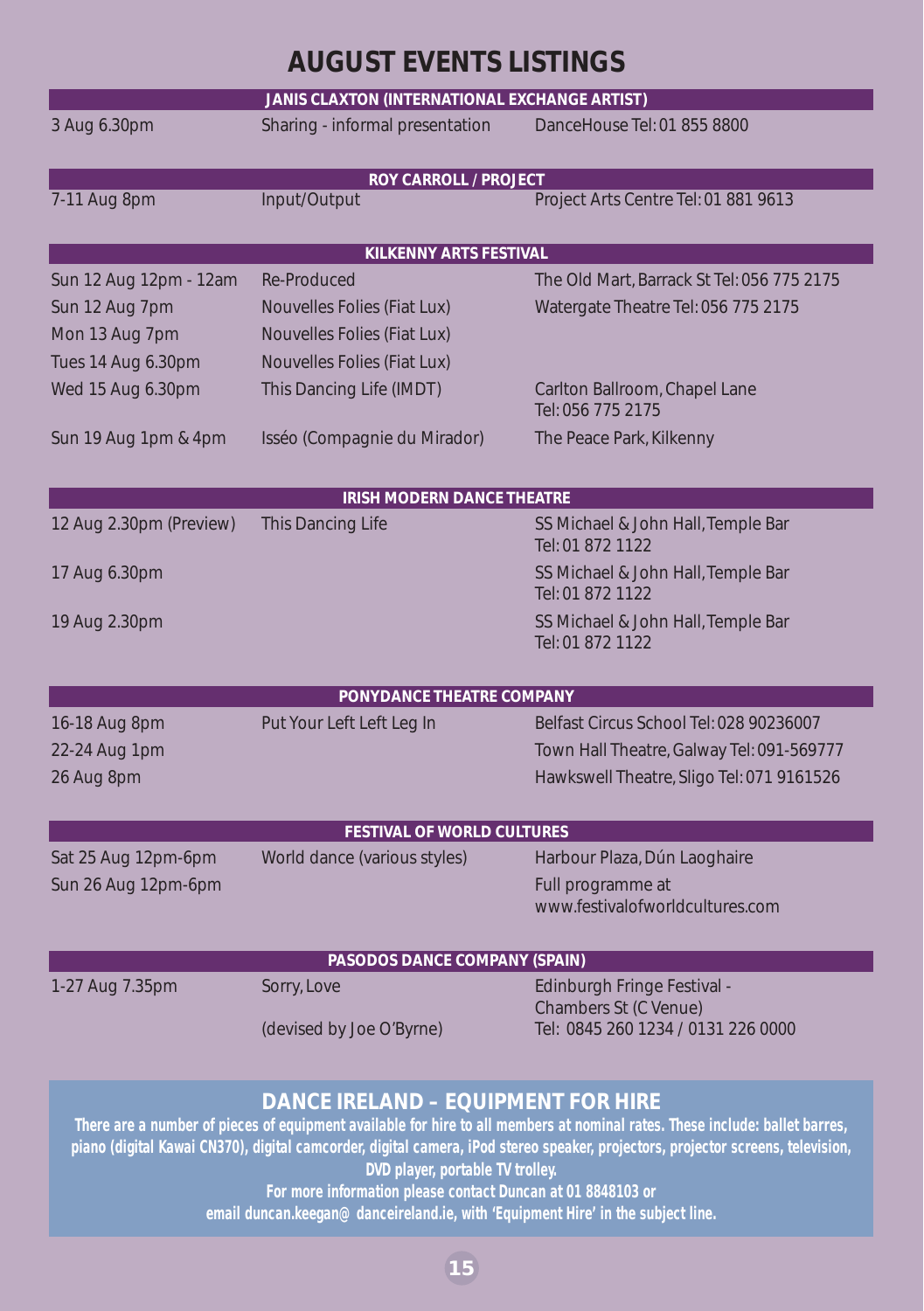# AUGUST EVENTS LISTINGS

| JANIS CLAXTON (INTERNATIONAL EXCHANGE ARTIST) | | |
|---|---|---|
| 3 Aug 6.30pm | Sharing - informal presentation | DanceHouse Tel: 01 855 8800 |

| ROY CARROLL / PROJECT | | |
|---|---|---|
| 7-11 Aug 8pm | Input/Output | Project Arts Centre Tel: 01 881 9613 |

| KILKENNY ARTS FESTIVAL | | |
|---|---|---|
| Sun 12 Aug 12pm - 12am | Re-Produced | The Old Mart, Barrack St Tel: 056 775 2175 |
| Sun 12 Aug 7pm | Nouvelles Folies (Fiat Lux) | Watergate Theatre Tel: 056 775 2175 |
| Mon 13 Aug 7pm | Nouvelles Folies (Fiat Lux) | |
| Tues 14 Aug 6.30pm | Nouvelles Folies (Fiat Lux) | |
| Wed 15 Aug 6.30pm | This Dancing Life (IMDT) | Carlton Ballroom, Chapel Lane Tel: 056 775 2175 |
| Sun 19 Aug 1pm & 4pm | Isséo (Compagnie du Mirador) | The Peace Park, Kilkenny |

| IRISH MODERN DANCE THEATRE | | |
|---|---|---|
| 12 Aug 2.30pm (Preview) | This Dancing Life | SS Michael & John Hall, Temple Bar Tel: 01 872 1122 |
| 17 Aug 6.30pm | | SS Michael & John Hall, Temple Bar Tel: 01 872 1122 |
| 19 Aug 2.30pm | | SS Michael & John Hall, Temple Bar Tel: 01 872 1122 |

| PONYDANCE THEATRE COMPANY | | |
|---|---|---|
| 16-18 Aug 8pm | Put Your Left Left Leg In | Belfast Circus School Tel: 028 90236007 |
| 22-24 Aug 1pm | | Town Hall Theatre, Galway Tel: 091-569777 |
| 26 Aug 8pm | | Hawkswell Theatre, Sligo Tel: 071 9161526 |

| FESTIVAL OF WORLD CULTURES | | |
|---|---|---|
| Sat 25 Aug 12pm-6pm | World dance (various styles) | Harbour Plaza, Dún Laoghaire |
| Sun 26 Aug 12pm-6pm | | Full programme at www.festivalofworldcultures.com |

| PASODOS DANCE COMPANY (SPAIN) | | |
|---|---|---|
| 1-27 Aug 7.35pm | Sorry, Love (devised by Joe O'Byrne) | Edinburgh Fringe Festival - Chambers St (C Venue) Tel: 0845 260 1234 / 0131 226 0000 |

## DANCE IRELAND – EQUIPMENT FOR HIRE

**There are a number of pieces of equipment available for hire to all members at nominal rates. These include: ballet barres, piano (digital Kawai CN370), digital camcorder, digital camera, iPod stereo speaker, projectors, projector screens, television, DVD player, portable TV trolley.**

**For more information please contact Duncan at 01 8848103 or email duncan.keegan@ danceireland.ie, with 'Equipment Hire' in the subject line.**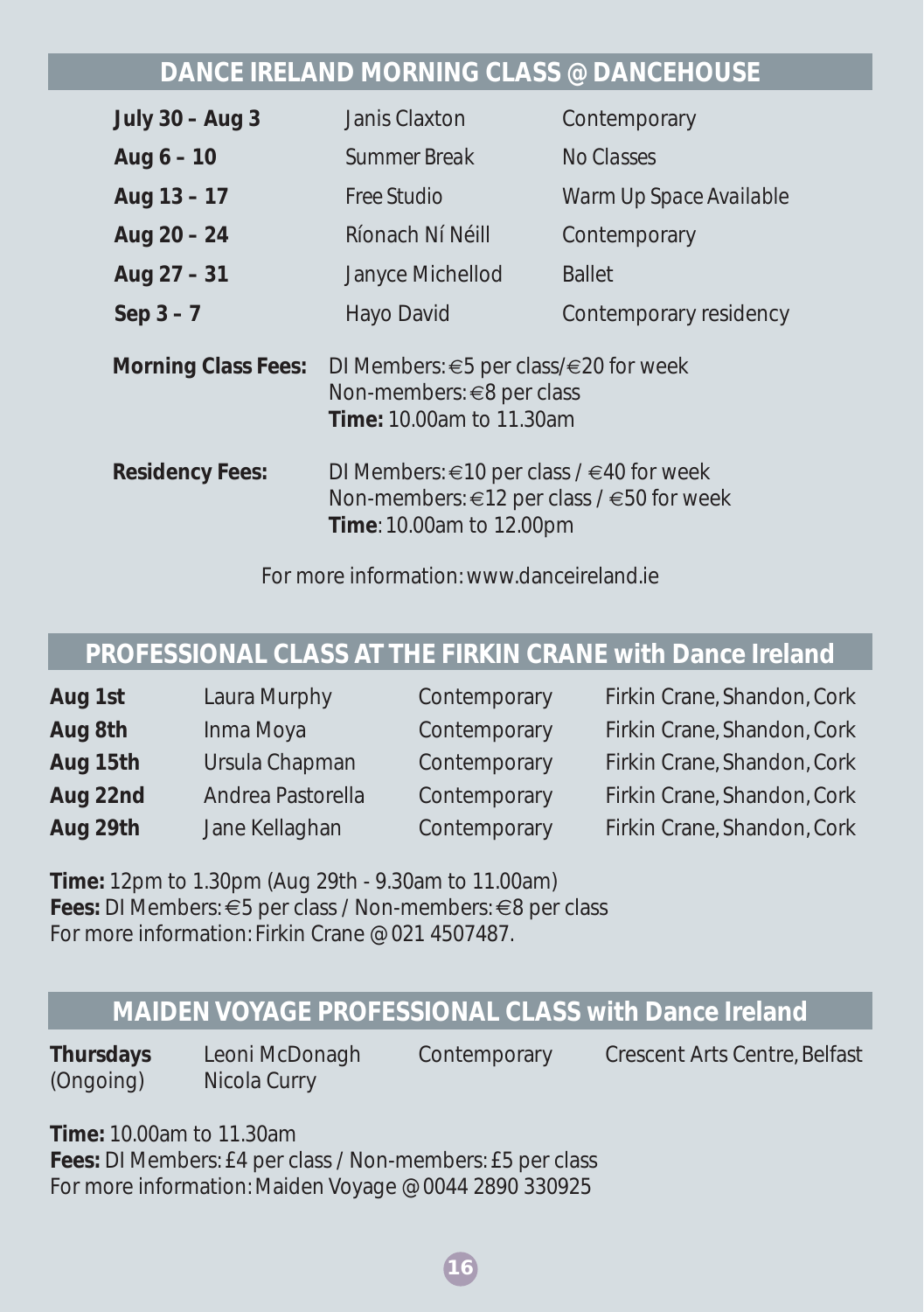## DANCE IRELAND MORNING CLASS @ DANCEHOUSE

| | | |
|---|---|---|
| **July 30 – Aug 3** | Janis Claxton | Contemporary |
| **Aug 6 – 10** | Summer Break | No Classes |
| **Aug 13 – 17** | Free Studio | Warm Up Space Available |
| **Aug 20 – 24** | Ríonach Ní Néill | Contemporary |
| **Aug 27 – 31** | Janyce Michellod | Ballet |
| **Sep 3 – 7** | Hayo David | Contemporary residency |

**Morning Class Fees:** DI Members: €5 per class/€20 for week
Non-members: €8 per class
**Time:** 10.00am to 11.30am

**Residency Fees:** DI Members: €10 per class / €40 for week
Non-members: €12 per class / €50 for week
**Time**: 10.00am to 12.00pm

For more information: www.danceireland.ie

## PROFESSIONAL CLASS AT THE FIRKIN CRANE with Dance Ireland

| | | | |
|---|---|---|---|
| **Aug 1st** | Laura Murphy | Contemporary | Firkin Crane, Shandon, Cork |
| **Aug 8th** | Inma Moya | Contemporary | Firkin Crane, Shandon, Cork |
| **Aug 15th** | Ursula Chapman | Contemporary | Firkin Crane, Shandon, Cork |
| **Aug 22nd** | Andrea Pastorella | Contemporary | Firkin Crane, Shandon, Cork |
| **Aug 29th** | Jane Kellaghan | Contemporary | Firkin Crane, Shandon, Cork |

**Time:** 12pm to 1.30pm (Aug 29th - 9.30am to 11.00am)
**Fees:** DI Members: €5 per class / Non-members: €8 per class
For more information: Firkin Crane @ 021 4507487.

## MAIDEN VOYAGE PROFESSIONAL CLASS with Dance Ireland

| | | | |
|---|---|---|---|
| **Thursdays** (Ongoing) | Leoni McDonagh<br>Nicola Curry | Contemporary | Crescent Arts Centre, Belfast |

**Time:** 10.00am to 11.30am
**Fees:** DI Members: £4 per class / Non-members: £5 per class
For more information: Maiden Voyage @ 0044 2890 330925